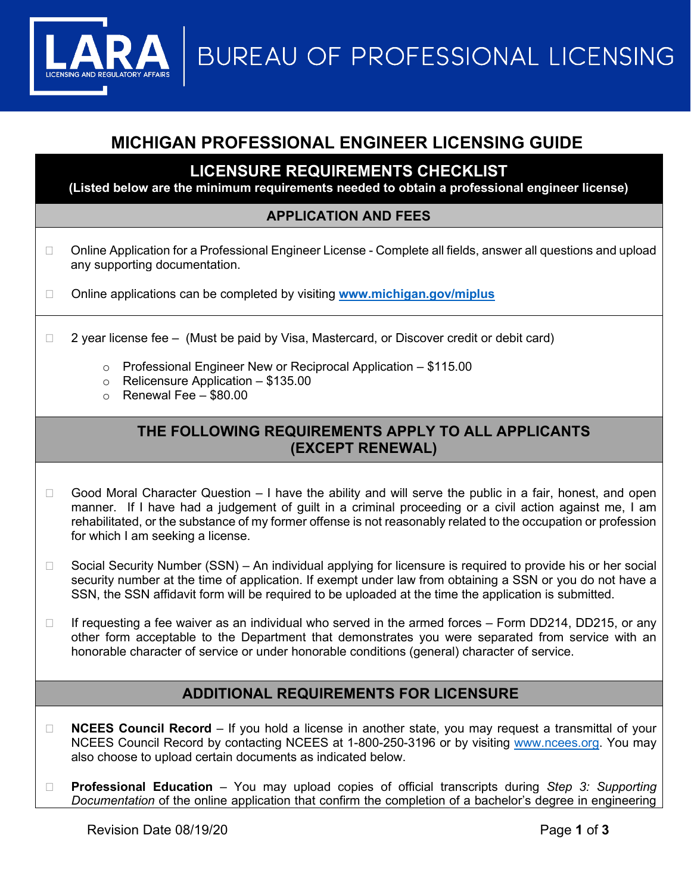LARA LICENSING AND REGULATORY AFFAIRS | BUREAU OF PROFESSIONAL LICENSING

# MICHIGAN PROFESSIONAL ENGINEER LICENSING GUIDE

## LICENSURE REQUIREMENTS CHECKLIST

**(Listed below are the minimum requirements needed to obtain a professional engineer license)**

### APPLICATION AND FEES

- ☐ Online Application for a Professional Engineer License - Complete all fields, answer all questions and upload any supporting documentation.
- ☐ Online applications can be completed by visiting **www.michigan.gov/miplus**

- ☐ 2 year license fee – (Must be paid by Visa, Mastercard, or Discover credit or debit card)
  - Professional Engineer New or Reciprocal Application – $115.00
  - Relicensure Application – $135.00
  - Renewal Fee – $80.00

### THE FOLLOWING REQUIREMENTS APPLY TO ALL APPLICANTS (EXCEPT RENEWAL)

- ☐ Good Moral Character Question – I have the ability and will serve the public in a fair, honest, and open manner. If I have had a judgement of guilt in a criminal proceeding or a civil action against me, I am rehabilitated, or the substance of my former offense is not reasonably related to the occupation or profession for which I am seeking a license.
- ☐ Social Security Number (SSN) – An individual applying for licensure is required to provide his or her social security number at the time of application. If exempt under law from obtaining a SSN or you do not have a SSN, the SSN affidavit form will be required to be uploaded at the time the application is submitted.
- ☐ If requesting a fee waiver as an individual who served in the armed forces – Form DD214, DD215, or any other form acceptable to the Department that demonstrates you were separated from service with an honorable character of service or under honorable conditions (general) character of service.

### ADDITIONAL REQUIREMENTS FOR LICENSURE

- ☐ **NCEES Council Record** – If you hold a license in another state, you may request a transmittal of your NCEES Council Record by contacting NCEES at 1-800-250-3196 or by visiting www.ncees.org. You may also choose to upload certain documents as indicated below.
- ☐ **Professional Education** – You may upload copies of official transcripts during *Step 3: Supporting Documentation* of the online application that confirm the completion of a bachelor's degree in engineering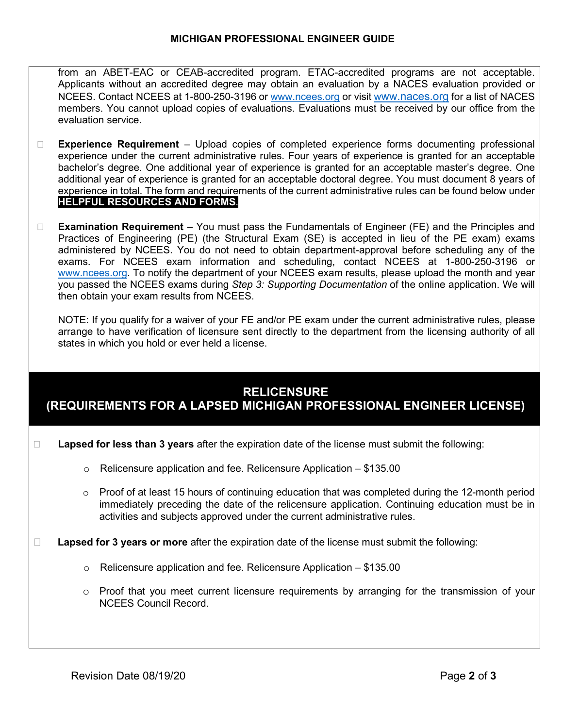from an ABET-EAC or CEAB-accredited program. ETAC-accredited programs are not acceptable. Applicants without an accredited degree may obtain an evaluation by a NACES evaluation provided or NCEES. Contact NCEES at 1-800-250-3196 or www.ncees.org or visit www.naces.org for a list of NACES members. You cannot upload copies of evaluations. Evaluations must be received by our office from the evaluation service.

- **Experience Requirement** – Upload copies of completed experience forms documenting professional experience under the current administrative rules. Four years of experience is granted for an acceptable bachelor's degree. One additional year of experience is granted for an acceptable master's degree. One additional year of experience is granted for an acceptable doctoral degree. You must document 8 years of experience in total. The form and requirements of the current administrative rules can be found below under **HELPFUL RESOURCES AND FORMS**.

- **Examination Requirement** – You must pass the Fundamentals of Engineer (FE) and the Principles and Practices of Engineering (PE) (the Structural Exam (SE) is accepted in lieu of the PE exam) exams administered by NCEES. You do not need to obtain department-approval before scheduling any of the exams. For NCEES exam information and scheduling, contact NCEES at 1-800-250-3196 or www.ncees.org. To notify the department of your NCEES exam results, please upload the month and year you passed the NCEES exams during *Step 3: Supporting Documentation* of the online application. We will then obtain your exam results from NCEES.

  NOTE: If you qualify for a waiver of your FE and/or PE exam under the current administrative rules, please arrange to have verification of licensure sent directly to the department from the licensing authority of all states in which you hold or ever held a license.

## RELICENSURE (REQUIREMENTS FOR A LAPSED MICHIGAN PROFESSIONAL ENGINEER LICENSE)

- **Lapsed for less than 3 years** after the expiration date of the license must submit the following:
  - Relicensure application and fee. Relicensure Application – $135.00
  - Proof of at least 15 hours of continuing education that was completed during the 12-month period immediately preceding the date of the relicensure application. Continuing education must be in activities and subjects approved under the current administrative rules.

- **Lapsed for 3 years or more** after the expiration date of the license must submit the following:
  - Relicensure application and fee. Relicensure Application – $135.00
  - Proof that you meet current licensure requirements by arranging for the transmission of your NCEES Council Record.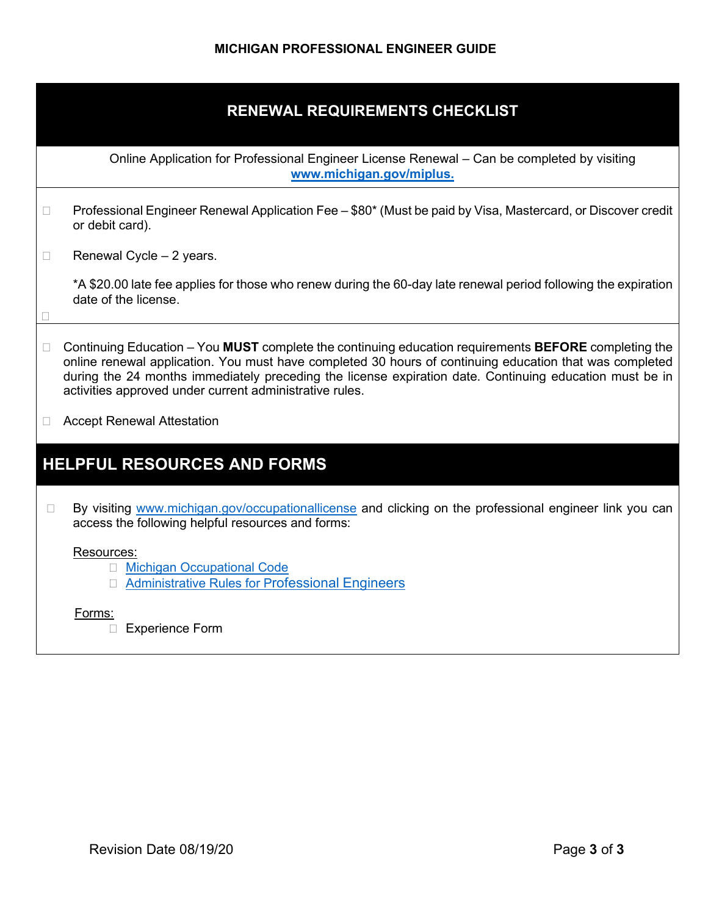## RENEWAL REQUIREMENTS CHECKLIST

Online Application for Professional Engineer License Renewal – Can be completed by visiting **[www.michigan.gov/miplus.](www.michigan.gov/miplus)**

- ☐ Professional Engineer Renewal Application Fee – $80* (Must be paid by Visa, Mastercard, or Discover credit or debit card).
- ☐ Renewal Cycle – 2 years.

  *A $20.00 late fee applies for those who renew during the 60-day late renewal period following the expiration date of the license.

- ☐ Continuing Education – You **MUST** complete the continuing education requirements **BEFORE** completing the online renewal application. You must have completed 30 hours of continuing education that was completed during the 24 months immediately preceding the license expiration date. Continuing education must be in activities approved under current administrative rules.
- ☐ Accept Renewal Attestation

## HELPFUL RESOURCES AND FORMS

- ☐ By visiting [www.michigan.gov/occupationallicense](www.michigan.gov/occupationallicense) and clicking on the professional engineer link you can access the following helpful resources and forms:

  Resources:
  - ☐ Michigan Occupational Code
  - ☐ Administrative Rules for Professional Engineers

  Forms:
  - ☐ Experience Form